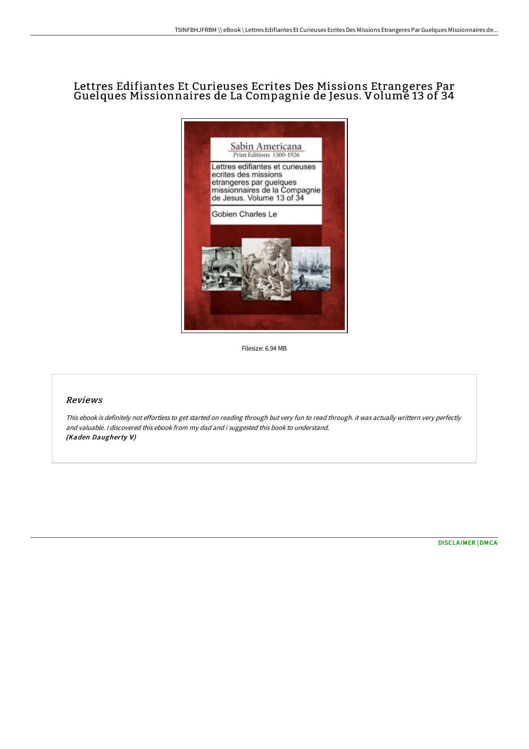# Lettres Edifiantes Et Curieuses Ecrites Des Missions Etrangeres Par Guelques Missionnaires de La Compagnie de Jesus. Volume 13 of 34

Filesize: 6.94 MB

## Reviews

*This ebook is definitely not effortless to get started on reading through but very fun to read through. it was actually writtern very perfectly and valuable. I discovered this ebook from my dad and i suggested this book to understand.*
***(Kaden Daugherty V)***

DISCLAIMER | DMCA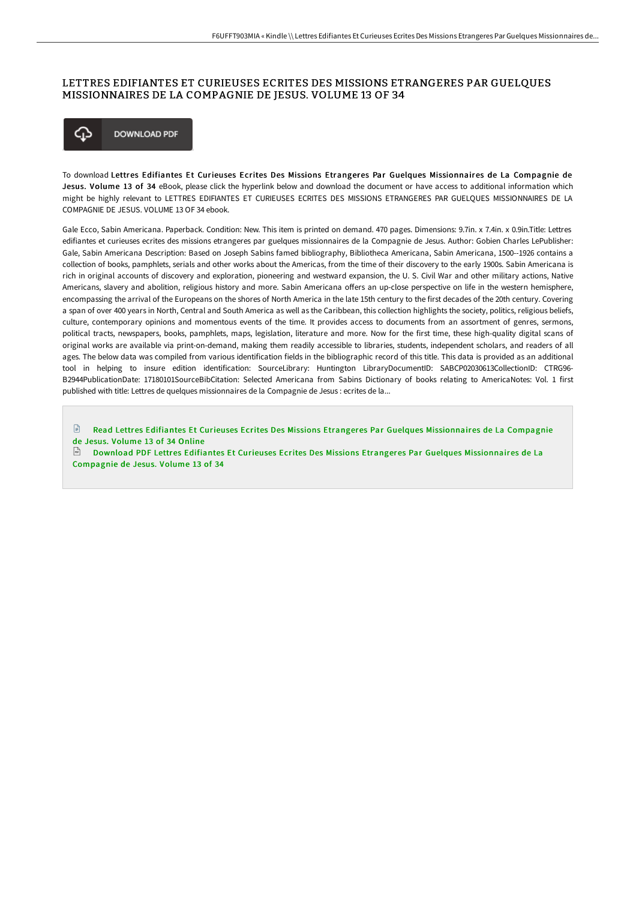# LETTRES EDIFIANTES ET CURIEUSES ECRITES DES MISSIONS ETRANGERES PAR GUELQUES MISSIONNAIRES DE LA COMPAGNIE DE JESUS. VOLUME 13 OF 34

DOWNLOAD PDF

To download **Lettres Edifiantes Et Curieuses Ecrites Des Missions Etrangeres Par Guelques Missionnaires de La Compagnie de Jesus. Volume 13 of 34** eBook, please click the hyperlink below and download the document or have access to additional information which might be highly relevant to LETTRES EDIFIANTES ET CURIEUSES ECRITES DES MISSIONS ETRANGERES PAR GUELQUES MISSIONNAIRES DE LA COMPAGNIE DE JESUS. VOLUME 13 OF 34 ebook.

Gale Ecco, Sabin Americana. Paperback. Condition: New. This item is printed on demand. 470 pages. Dimensions: 9.7in. x 7.4in. x 0.9in.Title: Lettres edifiantes et curieuses ecrites des missions etrangeres par guelques missionnaires de la Compagnie de Jesus. Author: Gobien Charles LePublisher: Gale, Sabin Americana Description: Based on Joseph Sabins famed bibliography, Bibliotheca Americana, Sabin Americana, 1500--1926 contains a collection of books, pamphlets, serials and other works about the Americas, from the time of their discovery to the early 1900s. Sabin Americana is rich in original accounts of discovery and exploration, pioneering and westward expansion, the U. S. Civil War and other military actions, Native Americans, slavery and abolition, religious history and more. Sabin Americana offers an up-close perspective on life in the western hemisphere, encompassing the arrival of the Europeans on the shores of North America in the late 15th century to the first decades of the 20th century. Covering a span of over 400 years in North, Central and South America as well as the Caribbean, this collection highlights the society, politics, religious beliefs, culture, contemporary opinions and momentous events of the time. It provides access to documents from an assortment of genres, sermons, political tracts, newspapers, books, pamphlets, maps, legislation, literature and more. Now for the first time, these high-quality digital scans of original works are available via print-on-demand, making them readily accessible to libraries, students, independent scholars, and readers of all ages. The below data was compiled from various identification fields in the bibliographic record of this title. This data is provided as an additional tool in helping to insure edition identification: SourceLibrary: Huntington LibraryDocumentID: SABCP02030613CollectionID: CTRG96-B2944PublicationDate: 17180101SourceBibCitation: Selected Americana from Sabins Dictionary of books relating to AmericaNotes: Vol. 1 first published with title: Lettres de quelques missionnaires de la Compagnie de Jesus : ecrites de la...

Read Lettres Edifiantes Et Curieuses Ecrites Des Missions Etrangeres Par Guelques Missionnaires de La Compagnie de Jesus. Volume 13 of 34 Online

Download PDF Lettres Edifiantes Et Curieuses Ecrites Des Missions Etrangeres Par Guelques Missionnaires de La Compagnie de Jesus. Volume 13 of 34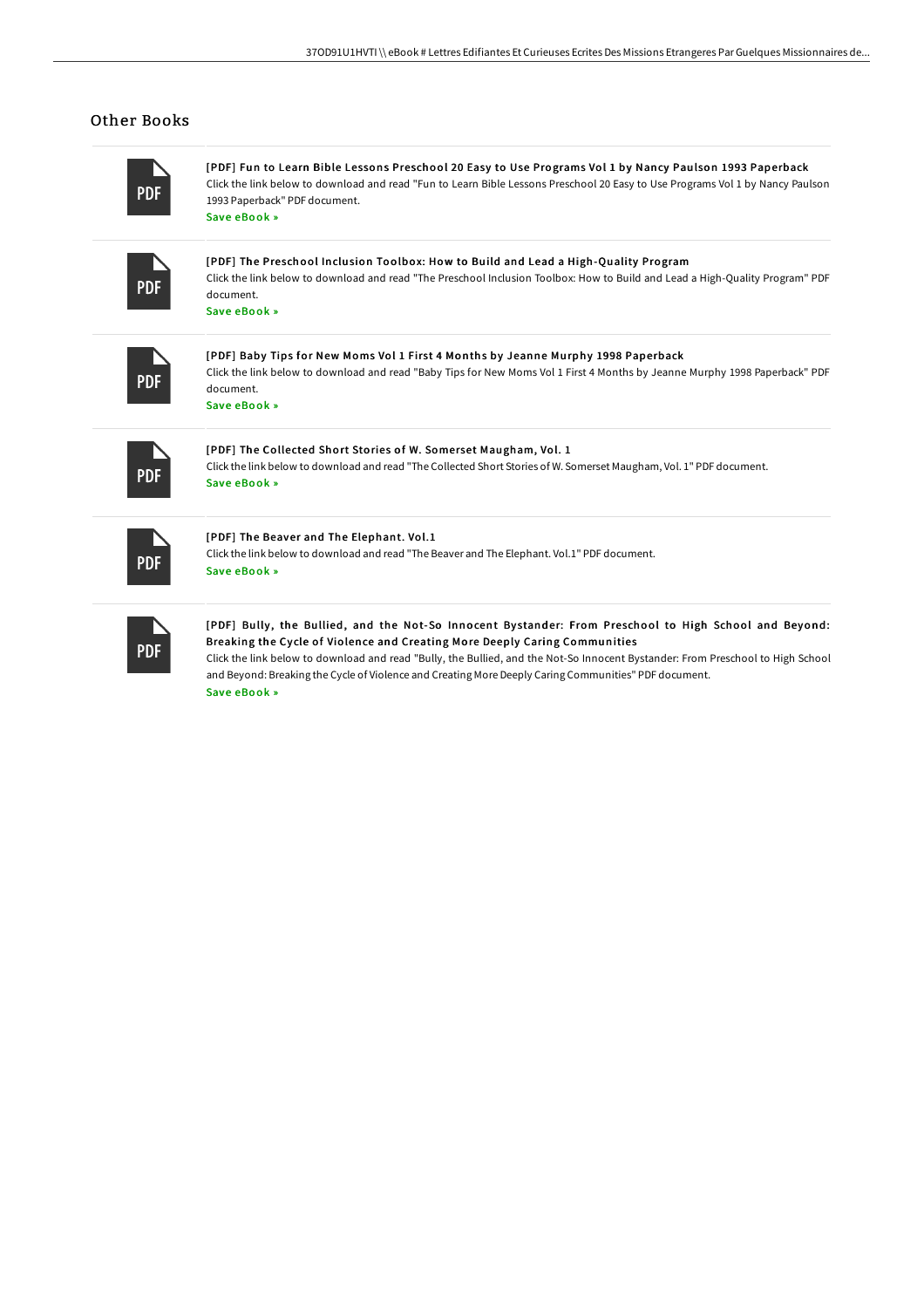## Other Books

**[PDF] Fun to Learn Bible Lessons Preschool 20 Easy to Use Programs Vol 1 by Nancy Paulson 1993 Paperback**
Click the link below to download and read "Fun to Learn Bible Lessons Preschool 20 Easy to Use Programs Vol 1 by Nancy Paulson 1993 Paperback" PDF document.
Save eBook »

**[PDF] The Preschool Inclusion Toolbox: How to Build and Lead a High-Quality Program**
Click the link below to download and read "The Preschool Inclusion Toolbox: How to Build and Lead a High-Quality Program" PDF document.
Save eBook »

**[PDF] Baby Tips for New Moms Vol 1 First 4 Months by Jeanne Murphy 1998 Paperback**
Click the link below to download and read "Baby Tips for New Moms Vol 1 First 4 Months by Jeanne Murphy 1998 Paperback" PDF document.
Save eBook »

**[PDF] The Collected Short Stories of W. Somerset Maugham, Vol. 1**
Click the link below to download and read "The Collected Short Stories of W. Somerset Maugham, Vol. 1" PDF document.
Save eBook »

**[PDF] The Beaver and The Elephant. Vol.1**
Click the link below to download and read "The Beaver and The Elephant. Vol.1" PDF document.
Save eBook »

**[PDF] Bully, the Bullied, and the Not-So Innocent Bystander: From Preschool to High School and Beyond: Breaking the Cycle of Violence and Creating More Deeply Caring Communities**
Click the link below to download and read "Bully, the Bullied, and the Not-So Innocent Bystander: From Preschool to High School and Beyond: Breaking the Cycle of Violence and Creating More Deeply Caring Communities" PDF document.
Save eBook »